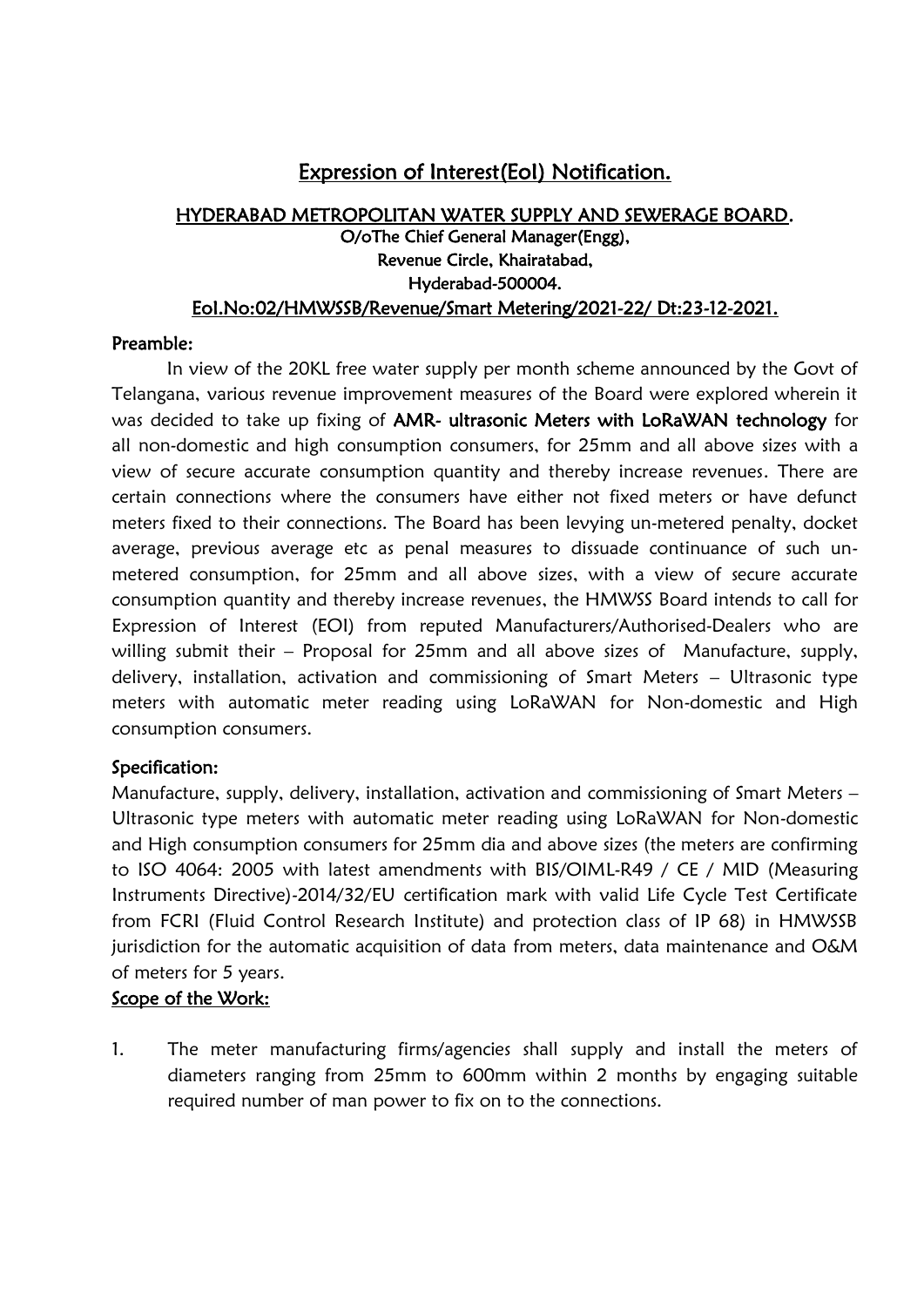# Expression of Interest(EoI) Notification.

## HYDERABAD METROPOLITAN WATER SUPPLY AND SEWERAGE BOARD.

O/oThe Chief General Manager(Engg),
Revenue Circle, Khairatabad,
Hyderabad-500004.

EoI.No:02/HMWSSB/Revenue/Smart Metering/2021-22/ Dt:23-12-2021.

### Preamble:

In view of the 20KL free water supply per month scheme announced by the Govt of Telangana, various revenue improvement measures of the Board were explored wherein it was decided to take up fixing of **AMR- ultrasonic Meters with LoRaWAN technology** for all non-domestic and high consumption consumers, for 25mm and all above sizes with a view of secure accurate consumption quantity and thereby increase revenues. There are certain connections where the consumers have either not fixed meters or have defunct meters fixed to their connections. The Board has been levying un-metered penalty, docket average, previous average etc as penal measures to dissuade continuance of such un-metered consumption, for 25mm and all above sizes, with a view of secure accurate consumption quantity and thereby increase revenues, the HMWSS Board intends to call for Expression of Interest (EOI) from reputed Manufacturers/Authorised-Dealers who are willing submit their – Proposal for 25mm and all above sizes of Manufacture, supply, delivery, installation, activation and commissioning of Smart Meters – Ultrasonic type meters with automatic meter reading using LoRaWAN for Non-domestic and High consumption consumers.

### Specification:

Manufacture, supply, delivery, installation, activation and commissioning of Smart Meters – Ultrasonic type meters with automatic meter reading using LoRaWAN for Non-domestic and High consumption consumers for 25mm dia and above sizes (the meters are confirming to ISO 4064: 2005 with latest amendments with BIS/OIML-R49 / CE / MID (Measuring Instruments Directive)-2014/32/EU certification mark with valid Life Cycle Test Certificate from FCRI (Fluid Control Research Institute) and protection class of IP 68) in HMWSSB jurisdiction for the automatic acquisition of data from meters, data maintenance and O&M of meters for 5 years.

### Scope of the Work:

1. The meter manufacturing firms/agencies shall supply and install the meters of diameters ranging from 25mm to 600mm within 2 months by engaging suitable required number of man power to fix on to the connections.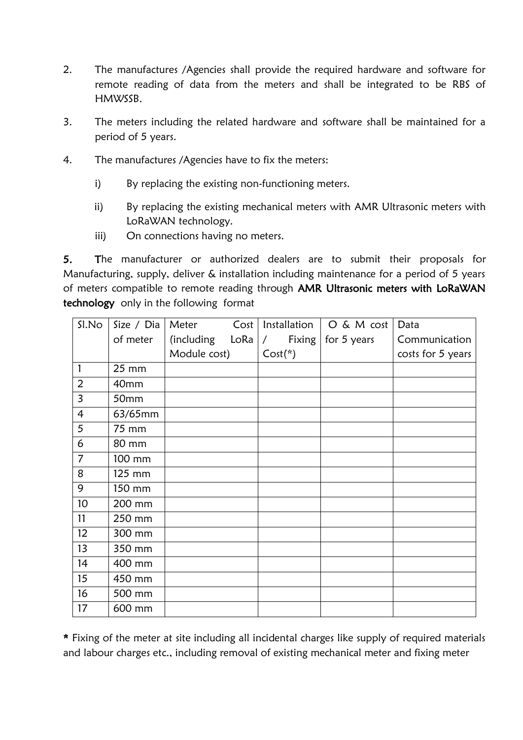2. The manufactures /Agencies shall provide the required hardware and software for remote reading of data from the meters and shall be integrated to be RBS of HMWSSB.

3. The meters including the related hardware and software shall be maintained for a period of 5 years.

4. The manufactures /Agencies have to fix the meters:

    i) By replacing the existing non-functioning meters.

    ii) By replacing the existing mechanical meters with AMR Ultrasonic meters with LoRaWAN technology.

    iii) On connections having no meters.

**5.** **T**he manufacturer or authorized dealers are to submit their proposals for Manufacturing, supply, deliver & installation including maintenance for a period of 5 years of meters compatible to remote reading through **AMR Ultrasonic meters with LoRaWAN technology** only in the following format

| Sl.No | Size / Dia of meter | Meter Cost (including LoRa Module cost) | Installation / Fixing Cost(*) | O & M cost for 5 years | Data Communication costs for 5 years |
|---|---|---|---|---|---|
| 1 | 25 mm | | | | |
| 2 | 40mm | | | | |
| 3 | 50mm | | | | |
| 4 | 63/65mm | | | | |
| 5 | 75 mm | | | | |
| 6 | 80 mm | | | | |
| 7 | 100 mm | | | | |
| 8 | 125 mm | | | | |
| 9 | 150 mm | | | | |
| 10 | 200 mm | | | | |
| 11 | 250 mm | | | | |
| 12 | 300 mm | | | | |
| 13 | 350 mm | | | | |
| 14 | 400 mm | | | | |
| 15 | 450 mm | | | | |
| 16 | 500 mm | | | | |
| 17 | 600 mm | | | | |

**\*** Fixing of the meter at site including all incidental charges like supply of required materials and labour charges etc., including removal of existing mechanical meter and fixing meter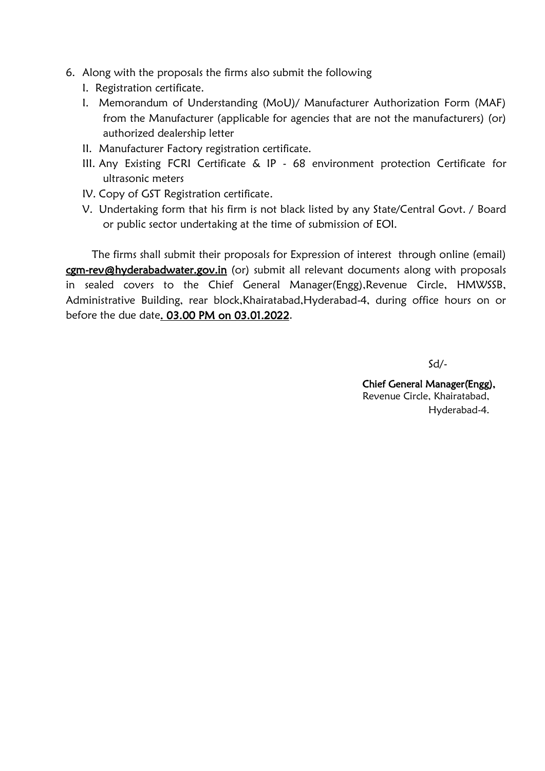6. Along with the proposals the firms also submit the following
   I. Registration certificate.
   I. Memorandum of Understanding (MoU)/ Manufacturer Authorization Form (MAF) from the Manufacturer (applicable for agencies that are not the manufacturers) (or) authorized dealership letter
   II. Manufacturer Factory registration certificate.
   III. Any Existing FCRI Certificate & IP - 68 environment protection Certificate for ultrasonic meters
   IV. Copy of GST Registration certificate.
   V. Undertaking form that his firm is not black listed by any State/Central Govt. / Board or public sector undertaking at the time of submission of EOI.

The firms shall submit their proposals for Expression of interest through online (email) **cgm-rev@hyderabadwater.gov.in** (or) submit all relevant documents along with proposals in sealed covers to the Chief General Manager(Engg),Revenue Circle, HMWSSB, Administrative Building, rear block,Khairatabad,Hyderabad-4, during office hours on or before the due date**. 03.00 PM on 03.01.2022**.

Sd/-

**Chief General Manager(Engg),**
Revenue Circle, Khairatabad,
Hyderabad-4.